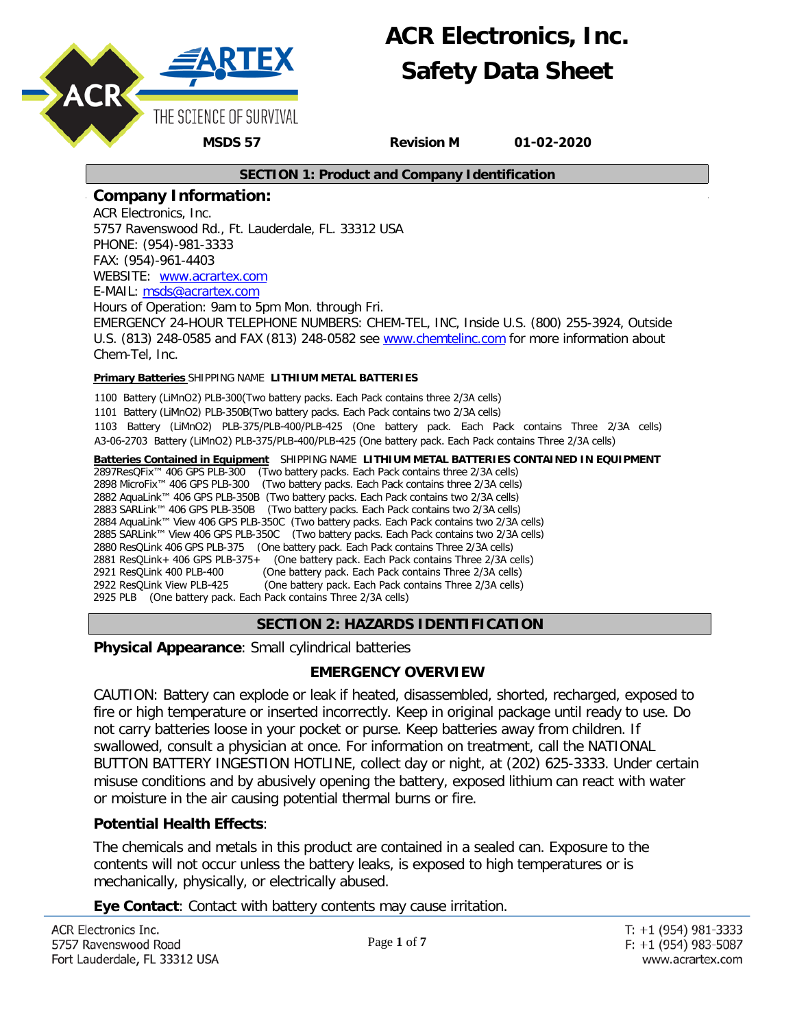# ACR Electronics, Inc.
# Safety Data Sheet

**MSDS 57** **Revision M** **01-02-2020**

## SECTION 1: Product and Company Identification

### Company Information:

ACR Electronics, Inc.
5757 Ravenswood Rd., Ft. Lauderdale, FL. 33312 USA
PHONE: (954)-981-3333
FAX: (954)-961-4403
WEBSITE: www.acrartex.com
E-MAIL: msds@acrartex.com
Hours of Operation: 9am to 5pm Mon. through Fri.
EMERGENCY 24-HOUR TELEPHONE NUMBERS: CHEM-TEL, INC, Inside U.S. (800) 255-3924, Outside U.S. (813) 248-0585 and FAX (813) 248-0582 see www.chemtelinc.com for more information about Chem-Tel, Inc.

**Primary Batteries** SHIPPING NAME **LITHIUM METAL BATTERIES**

1100 Battery (LiMnO2) PLB-300(Two battery packs. Each Pack contains three 2/3A cells)
1101 Battery (LiMnO2) PLB-350B(Two battery packs. Each Pack contains two 2/3A cells)
1103 Battery (LiMnO2) PLB-375/PLB-400/PLB-425 (One battery pack. Each Pack contains Three 2/3A cells)
A3-06-2703 Battery (LiMnO2) PLB-375/PLB-400/PLB-425 (One battery pack. Each Pack contains Three 2/3A cells)

**Batteries Contained in Equipment** SHIPPING NAME **LITHIUM METAL BATTERIES CONTAINED IN EQUIPMENT**
2897ResQFix™ 406 GPS PLB-300 (Two battery packs. Each Pack contains three 2/3A cells)
2898 MicroFix™ 406 GPS PLB-300 (Two battery packs. Each Pack contains three 2/3A cells)
2882 AquaLink™ 406 GPS PLB-350B (Two battery packs. Each Pack contains two 2/3A cells)
2883 SARLink™ 406 GPS PLB-350B (Two battery packs. Each Pack contains two 2/3A cells)
2884 AquaLink™ View 406 GPS PLB-350C (Two battery packs. Each Pack contains two 2/3A cells)
2885 SARLink™ View 406 GPS PLB-350C (Two battery packs. Each Pack contains two 2/3A cells)
2880 ResQLink 406 GPS PLB-375 (One battery pack. Each Pack contains Three 2/3A cells)
2881 ResQLink+ 406 GPS PLB-375+ (One battery pack. Each Pack contains Three 2/3A cells)
2921 ResQLink 400 PLB-400 (One battery pack. Each Pack contains Three 2/3A cells)
2922 ResQLink View PLB-425 (One battery pack. Each Pack contains Three 2/3A cells)
2925 PLB (One battery pack. Each Pack contains Three 2/3A cells)

## SECTION 2: HAZARDS IDENTIFICATION

**Physical Appearance**: Small cylindrical batteries

### EMERGENCY OVERVIEW

CAUTION: Battery can explode or leak if heated, disassembled, shorted, recharged, exposed to fire or high temperature or inserted incorrectly. Keep in original package until ready to use. Do not carry batteries loose in your pocket or purse. Keep batteries away from children. If swallowed, consult a physician at once. For information on treatment, call the NATIONAL BUTTON BATTERY INGESTION HOTLINE, collect day or night, at (202) 625-3333. Under certain misuse conditions and by abusively opening the battery, exposed lithium can react with water or moisture in the air causing potential thermal burns or fire.

**Potential Health Effects**:

The chemicals and metals in this product are contained in a sealed can. Exposure to the contents will not occur unless the battery leaks, is exposed to high temperatures or is mechanically, physically, or electrically abused.

**Eye Contact**: Contact with battery contents may cause irritation.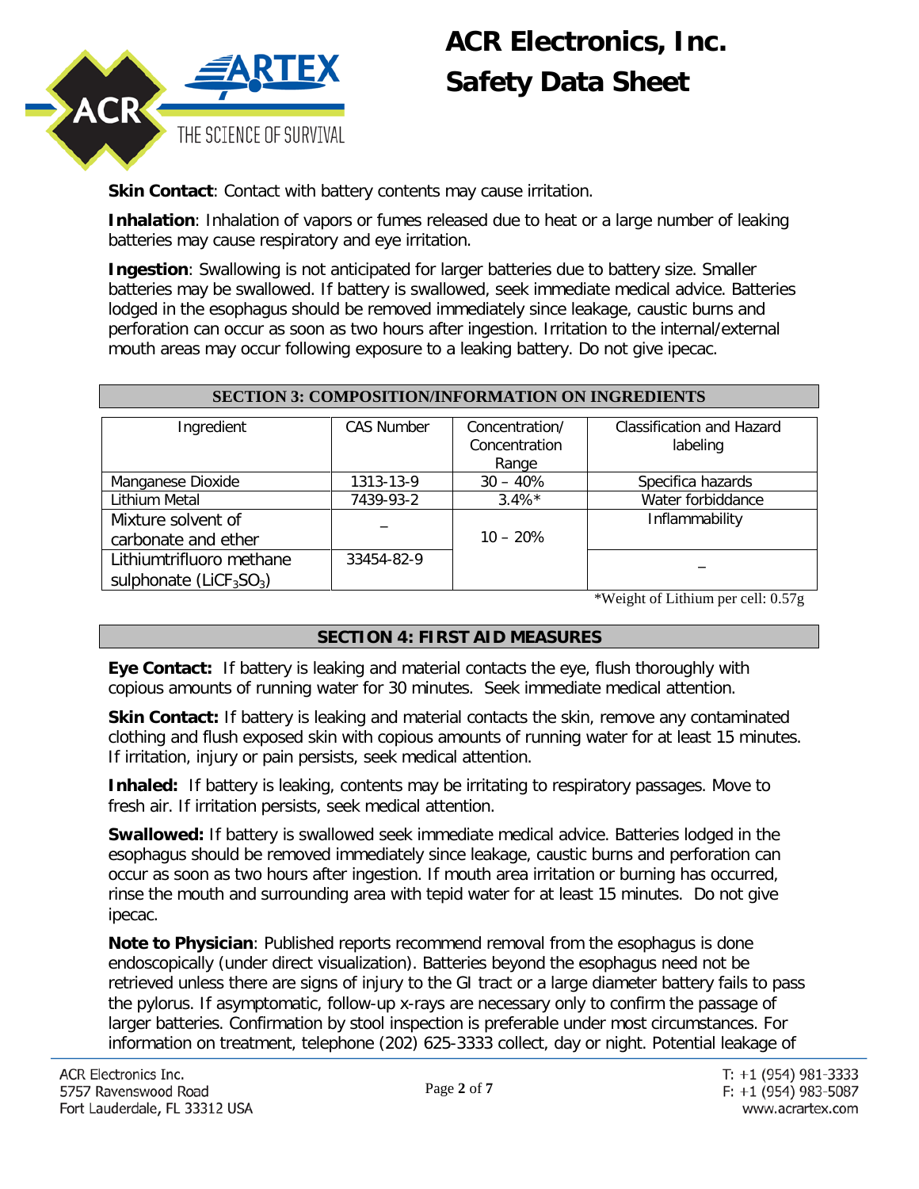**Skin Contact**: Contact with battery contents may cause irritation.

**Inhalation**: Inhalation of vapors or fumes released due to heat or a large number of leaking batteries may cause respiratory and eye irritation.

**Ingestion**: Swallowing is not anticipated for larger batteries due to battery size. Smaller batteries may be swallowed. If battery is swallowed, seek immediate medical advice. Batteries lodged in the esophagus should be removed immediately since leakage, caustic burns and perforation can occur as soon as two hours after ingestion. Irritation to the internal/external mouth areas may occur following exposure to a leaking battery. Do not give ipecac.

## SECTION 3: COMPOSITION/INFORMATION ON INGREDIENTS

| Ingredient | CAS Number | Concentration/ Concentration Range | Classification and Hazard labeling |
|---|---|---|---|
| Manganese Dioxide | 1313-13-9 | 30 – 40% | Specifica hazards |
| Lithium Metal | 7439-93-2 | 3.4%* | Water forbiddance |
| Mixture solvent of carbonate and ether | – | 10 – 20% | Inflammability |
| Lithiumtrifluoro methane sulphonate ($LiCF_3SO_3$) | 33454-82-9 | | – |

*Weight of Lithium per cell: 0.57g

## SECTION 4: FIRST AID MEASURES

**Eye Contact:** If battery is leaking and material contacts the eye, flush thoroughly with copious amounts of running water for 30 minutes. Seek immediate medical attention.

**Skin Contact:** If battery is leaking and material contacts the skin, remove any contaminated clothing and flush exposed skin with copious amounts of running water for at least 15 minutes. If irritation, injury or pain persists, seek medical attention.

**Inhaled:** If battery is leaking, contents may be irritating to respiratory passages. Move to fresh air. If irritation persists, seek medical attention.

**Swallowed:** If battery is swallowed seek immediate medical advice. Batteries lodged in the esophagus should be removed immediately since leakage, caustic burns and perforation can occur as soon as two hours after ingestion. If mouth area irritation or burning has occurred, rinse the mouth and surrounding area with tepid water for at least 15 minutes. Do not give ipecac.

**Note to Physician**: Published reports recommend removal from the esophagus is done endoscopically (under direct visualization). Batteries beyond the esophagus need not be retrieved unless there are signs of injury to the GI tract or a large diameter battery fails to pass the pylorus. If asymptomatic, follow-up x-rays are necessary only to confirm the passage of larger batteries. Confirmation by stool inspection is preferable under most circumstances. For information on treatment, telephone (202) 625-3333 collect, day or night. Potential leakage of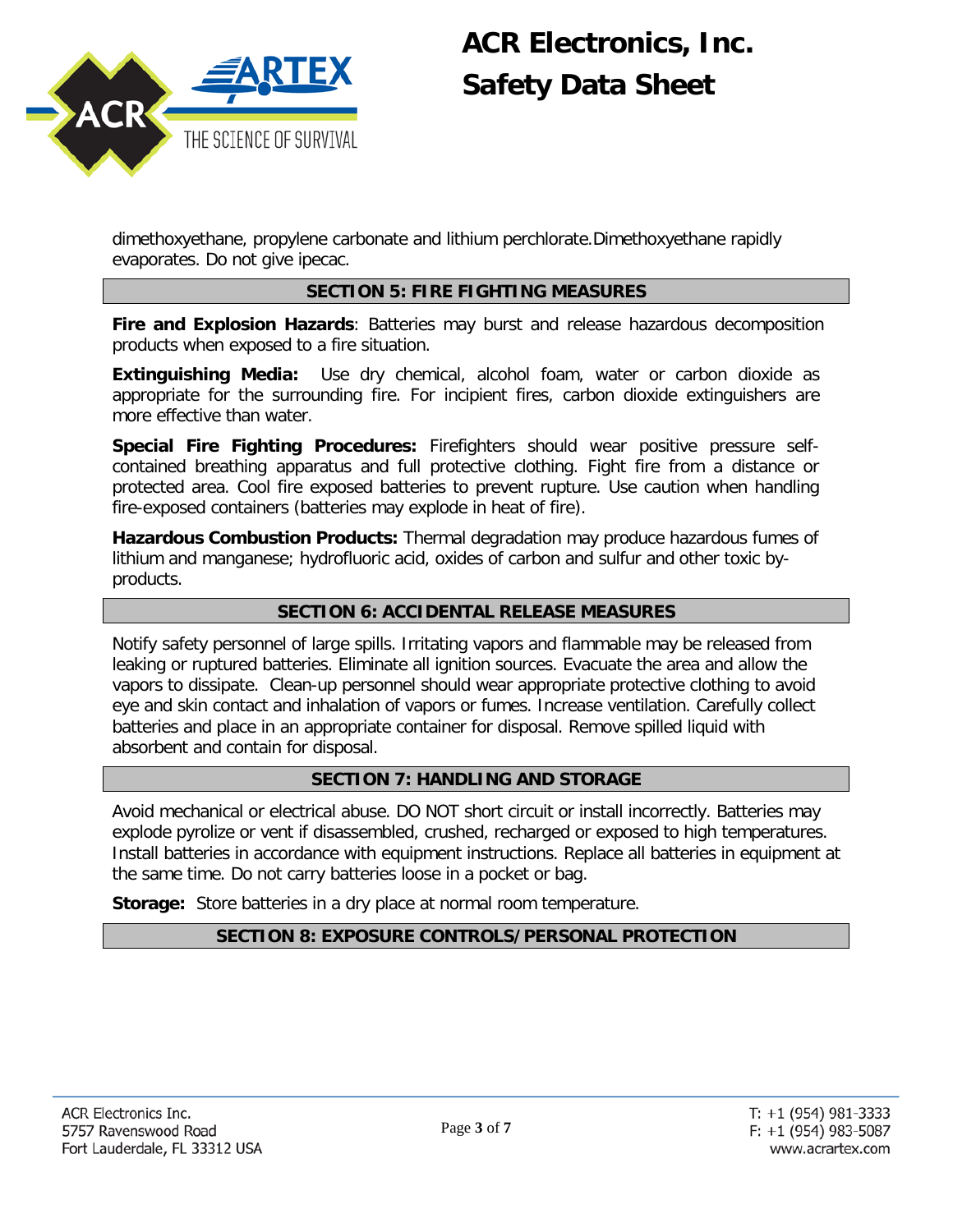dimethoxyethane, propylene carbonate and lithium perchlorate.Dimethoxyethane rapidly evaporates. Do not give ipecac.

## SECTION 5: FIRE FIGHTING MEASURES

**Fire and Explosion Hazards**: Batteries may burst and release hazardous decomposition products when exposed to a fire situation.

**Extinguishing Media:** Use dry chemical, alcohol foam, water or carbon dioxide as appropriate for the surrounding fire. For incipient fires, carbon dioxide extinguishers are more effective than water.

**Special Fire Fighting Procedures:** Firefighters should wear positive pressure self-contained breathing apparatus and full protective clothing. Fight fire from a distance or protected area. Cool fire exposed batteries to prevent rupture. Use caution when handling fire-exposed containers (batteries may explode in heat of fire).

**Hazardous Combustion Products:** Thermal degradation may produce hazardous fumes of lithium and manganese; hydrofluoric acid, oxides of carbon and sulfur and other toxic by-products.

## SECTION 6: ACCIDENTAL RELEASE MEASURES

Notify safety personnel of large spills. Irritating vapors and flammable may be released from leaking or ruptured batteries. Eliminate all ignition sources. Evacuate the area and allow the vapors to dissipate. Clean-up personnel should wear appropriate protective clothing to avoid eye and skin contact and inhalation of vapors or fumes. Increase ventilation. Carefully collect batteries and place in an appropriate container for disposal. Remove spilled liquid with absorbent and contain for disposal.

## SECTION 7: HANDLING AND STORAGE

Avoid mechanical or electrical abuse. DO NOT short circuit or install incorrectly. Batteries may explode pyrolize or vent if disassembled, crushed, recharged or exposed to high temperatures. Install batteries in accordance with equipment instructions. Replace all batteries in equipment at the same time. Do not carry batteries loose in a pocket or bag.

**Storage:** Store batteries in a dry place at normal room temperature.

## SECTION 8: EXPOSURE CONTROLS/PERSONAL PROTECTION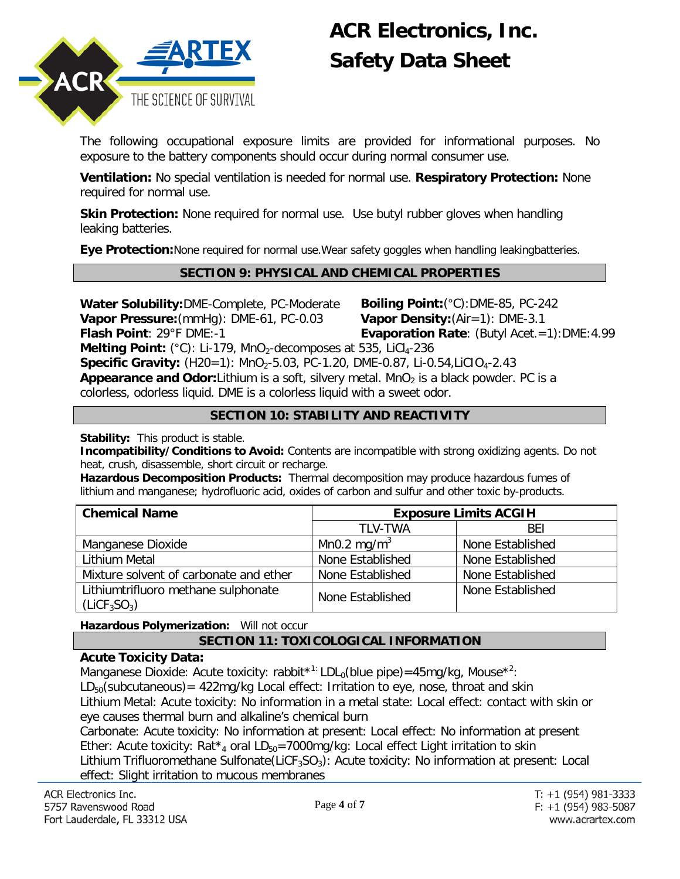The following occupational exposure limits are provided for informational purposes. No exposure to the battery components should occur during normal consumer use.

**Ventilation:** No special ventilation is needed for normal use. **Respiratory Protection:** None required for normal use.

**Skin Protection:** None required for normal use. Use butyl rubber gloves when handling leaking batteries.

**Eye Protection:** None required for normal use. Wear safety goggles when handling leaking batteries.

## SECTION 9: PHYSICAL AND CHEMICAL PROPERTIES

**Water Solubility:** DME-Complete, PC-Moderate
**Boiling Point:** (°C): DME-85, PC-242
**Vapor Pressure:** (mmHg): DME-61, PC-0.03
**Vapor Density:** (Air=1): DME-3.1
**Flash Point**: 29°F DME:-1
**Evaporation Rate**: (Butyl Acet.=1): DME:4.99
**Melting Point:** (°C): Li-179, $MnO_2$-decomposes at 535, $LiCl_4$-236
**Specific Gravity:** (H20=1): $MnO_2$-5.03, PC-1.20, DME-0.87, Li-0.54, $LiClO_4$-2.43
**Appearance and Odor:** Lithium is a soft, silvery metal. $MnO_2$ is a black powder. PC is a colorless, odorless liquid. DME is a colorless liquid with a sweet odor.

## SECTION 10: STABILITY AND REACTIVITY

**Stability:** This product is stable.
**Incompatibility/Conditions to Avoid:** Contents are incompatible with strong oxidizing agents. Do not heat, crush, disassemble, short circuit or recharge.
**Hazardous Decomposition Products:** Thermal decomposition may produce hazardous fumes of lithium and manganese; hydrofluoric acid, oxides of carbon and sulfur and other toxic by-products.

| Chemical Name | Exposure Limits ACGIH | |
|---|---|---|
| | TLV-TWA | BEI |
| Manganese Dioxide | Mn0.2 $mg/m^3$ | None Established |
| Lithium Metal | None Established | None Established |
| Mixture solvent of carbonate and ether | None Established | None Established |
| Lithiumtrifluoro methane sulphonate ($LiCF_3SO_3$) | None Established | None Established |

**Hazardous Polymerization:** Will not occur

## SECTION 11: TOXICOLOGICAL INFORMATION

**Acute Toxicity Data:**
Manganese Dioxide: Acute toxicity: rabbit*[1:] $LDL_0$(blue pipe)=45mg/kg, Mouse*[2]: $LD_{50}$(subcutaneous)= 422mg/kg Local effect: Irritation to eye, nose, throat and skin
Lithium Metal: Acute toxicity: No information in a metal state: Local effect: contact with skin or eye causes thermal burn and alkaline's chemical burn
Carbonate: Acute toxicity: No information at present: Local effect: No information at present
Ether: Acute toxicity: Rat*$_4$ oral $LD_{50}$=7000mg/kg: Local effect Light irritation to skin
Lithium Trifluoromethane Sulfonate($LiCF_3SO_3$): Acute toxicity: No information at present: Local effect: Slight irritation to mucous membranes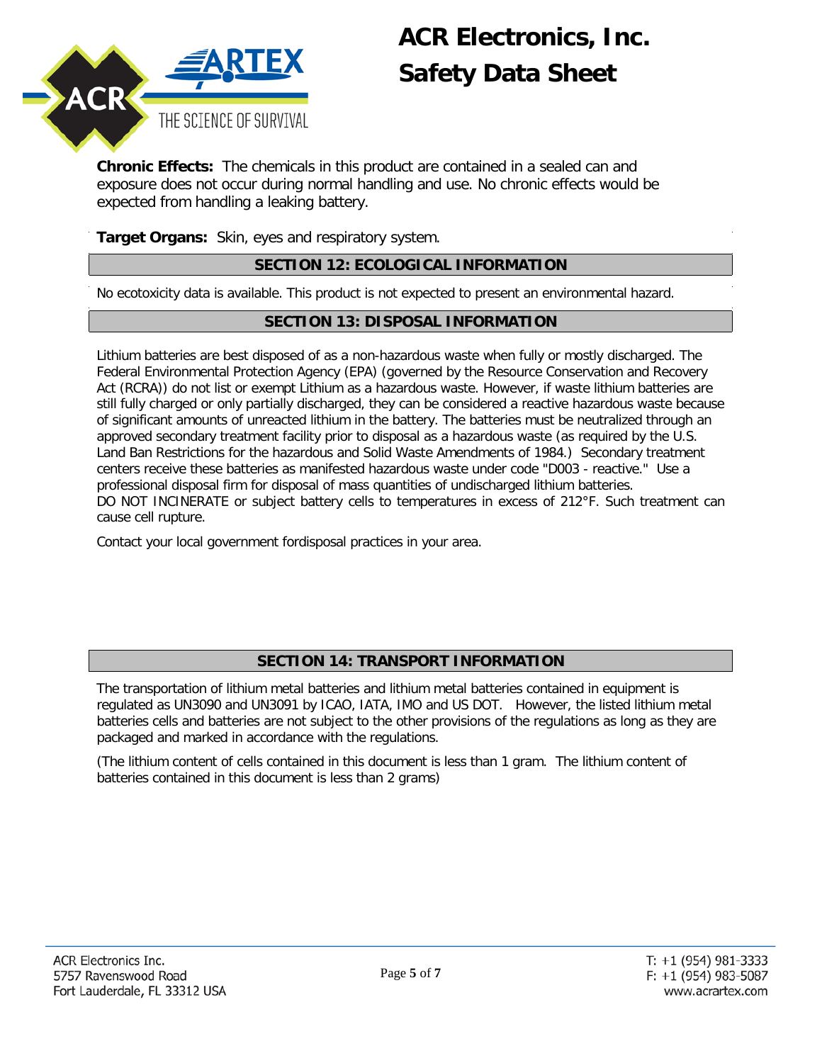**Chronic Effects:** The chemicals in this product are contained in a sealed can and exposure does not occur during normal handling and use. No chronic effects would be expected from handling a leaking battery.

**Target Organs:** Skin, eyes and respiratory system.

## SECTION 12: ECOLOGICAL INFORMATION

No ecotoxicity data is available. This product is not expected to present an environmental hazard.

## SECTION 13: DISPOSAL INFORMATION

Lithium batteries are best disposed of as a non-hazardous waste when fully or mostly discharged. The Federal Environmental Protection Agency (EPA) (governed by the Resource Conservation and Recovery Act (RCRA)) do not list or exempt Lithium as a hazardous waste. However, if waste lithium batteries are still fully charged or only partially discharged, they can be considered a reactive hazardous waste because of significant amounts of unreacted lithium in the battery. The batteries must be neutralized through an approved secondary treatment facility prior to disposal as a hazardous waste (as required by the U.S. Land Ban Restrictions for the hazardous and Solid Waste Amendments of 1984.) Secondary treatment centers receive these batteries as manifested hazardous waste under code "D003 - reactive." Use a professional disposal firm for disposal of mass quantities of undischarged lithium batteries.
DO NOT INCINERATE or subject battery cells to temperatures in excess of 212°F. Such treatment can cause cell rupture.

Contact your local government fordisposal practices in your area.

## SECTION 14: TRANSPORT INFORMATION

The transportation of lithium metal batteries and lithium metal batteries contained in equipment is regulated as UN3090 and UN3091 by ICAO, IATA, IMO and US DOT. However, the listed lithium metal batteries cells and batteries are not subject to the other provisions of the regulations as long as they are packaged and marked in accordance with the regulations.

(The lithium content of cells contained in this document is less than 1 gram. The lithium content of batteries contained in this document is less than 2 grams)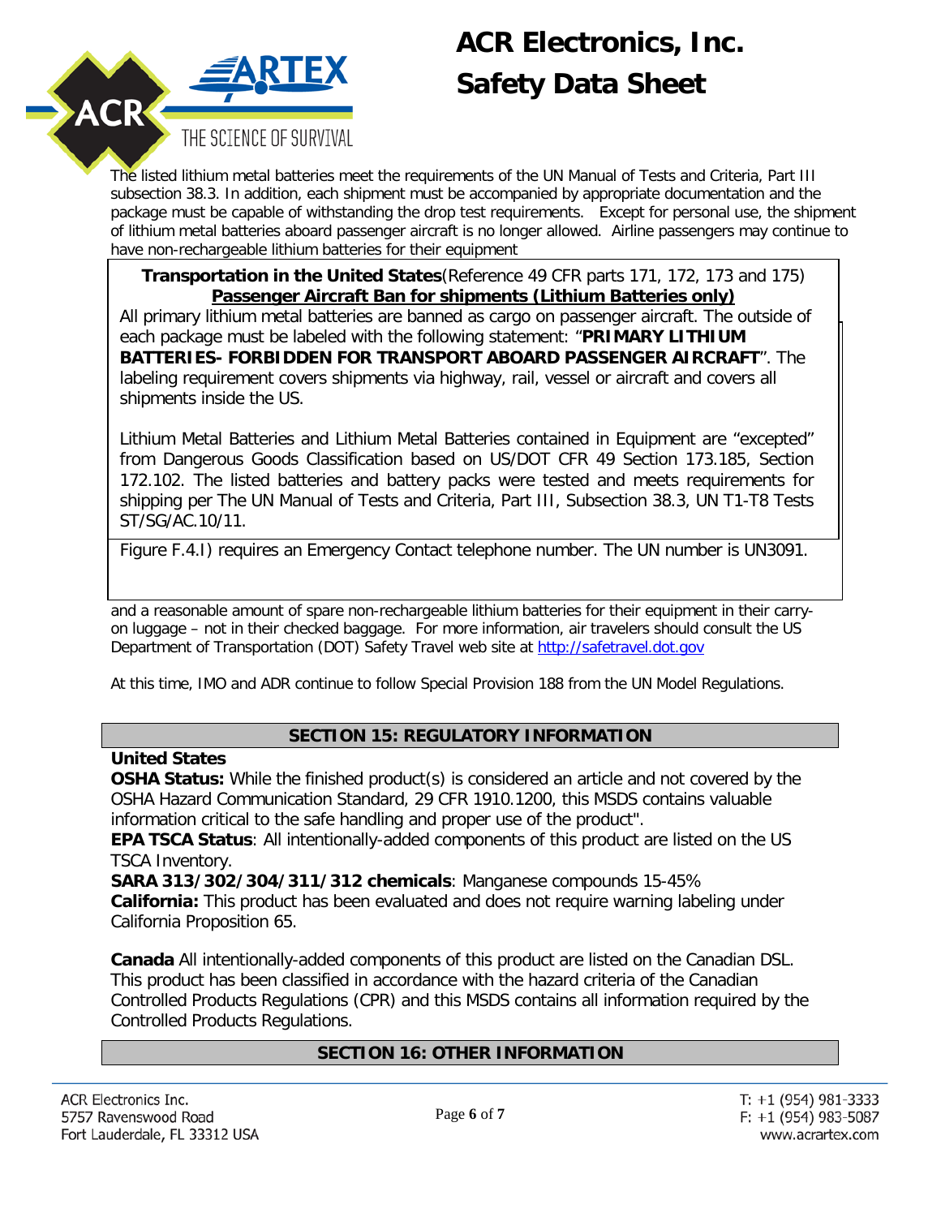The listed lithium metal batteries meet the requirements of the UN Manual of Tests and Criteria, Part III subsection 38.3. In addition, each shipment must be accompanied by appropriate documentation and the package must be capable of withstanding the drop test requirements. Except for personal use, the shipment of lithium metal batteries aboard passenger aircraft is no longer allowed. Airline passengers may continue to have non-rechargeable lithium batteries for their equipment

**Transportation in the United States**(Reference 49 CFR parts 171, 172, 173 and 175)
**Passenger Aircraft Ban for shipments (Lithium Batteries only)**

All primary lithium metal batteries are banned as cargo on passenger aircraft. The outside of each package must be labeled with the following statement: "**PRIMARY LITHIUM BATTERIES- FORBIDDEN FOR TRANSPORT ABOARD PASSENGER AIRCRAFT**". The labeling requirement covers shipments via highway, rail, vessel or aircraft and covers all shipments inside the US.

Lithium Metal Batteries and Lithium Metal Batteries contained in Equipment are "excepted" from Dangerous Goods Classification based on US/DOT CFR 49 Section 173.185, Section 172.102. The listed batteries and battery packs were tested and meets requirements for shipping per The UN Manual of Tests and Criteria, Part III, Subsection 38.3, UN T1-T8 Tests ST/SG/AC.10/11.

Figure F.4.I) requires an Emergency Contact telephone number. The UN number is UN3091.

and a reasonable amount of spare non-rechargeable lithium batteries for their equipment in their carry-on luggage – not in their checked baggage. For more information, air travelers should consult the US Department of Transportation (DOT) Safety Travel web site at http://safetravel.dot.gov

At this time, IMO and ADR continue to follow Special Provision 188 from the UN Model Regulations.

## SECTION 15: REGULATORY INFORMATION

**United States**

**OSHA Status:** While the finished product(s) is considered an article and not covered by the OSHA Hazard Communication Standard, 29 CFR 1910.1200, this MSDS contains valuable information critical to the safe handling and proper use of the product".

**EPA TSCA Status**: All intentionally-added components of this product are listed on the US TSCA Inventory.

**SARA 313/302/304/311/312 chemicals**: Manganese compounds 15-45%

**California:** This product has been evaluated and does not require warning labeling under California Proposition 65.

**Canada** All intentionally-added components of this product are listed on the Canadian DSL. This product has been classified in accordance with the hazard criteria of the Canadian Controlled Products Regulations (CPR) and this MSDS contains all information required by the Controlled Products Regulations.

## SECTION 16: OTHER INFORMATION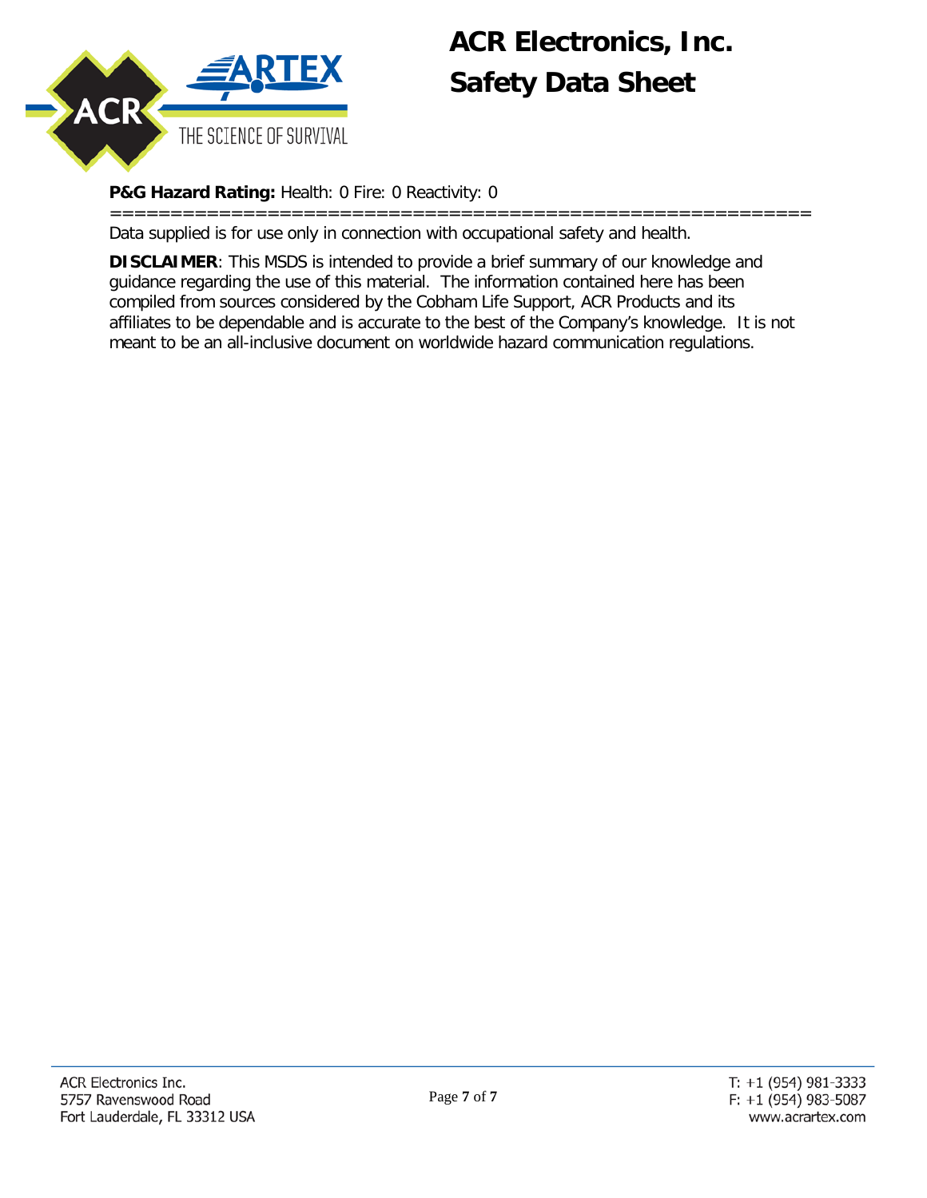**P&G Hazard Rating:** Health: 0 Fire: 0 Reactivity: 0

==========================================================

Data supplied is for use only in connection with occupational safety and health.

**DISCLAIMER**: This MSDS is intended to provide a brief summary of our knowledge and guidance regarding the use of this material. The information contained here has been compiled from sources considered by the Cobham Life Support, ACR Products and its affiliates to be dependable and is accurate to the best of the Company's knowledge. It is not meant to be an all-inclusive document on worldwide hazard communication regulations.